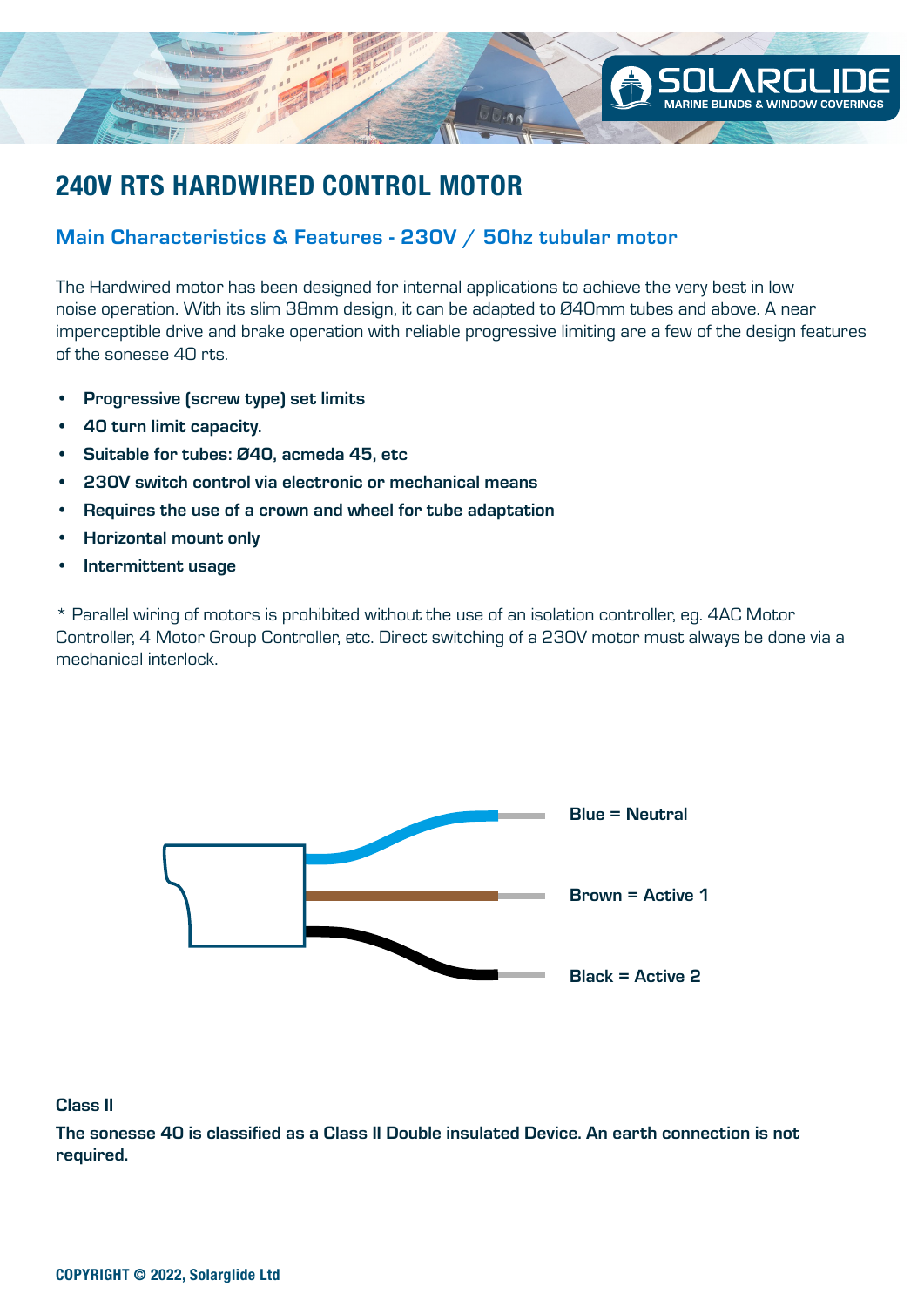# 240V RTS HARDWIRED CONTROL MOTOR

## Main Characteristics & Features - 230V / 50hz tubular motor

The Hardwired motor has been designed for internal applications to achieve the very best in low noise operation. With its slim 38mm design, it can be adapted to Ø40mm tubes and above. A near imperceptible drive and brake operation with reliable progressive limiting are a few of the design features of the sonesse 40 rts.

- **Progressive (screw type) set limits**
- **40 turn limit capacity.**
- **Suitable for tubes: Ø40, acmeda 45, etc**
- **230V switch control via electronic or mechanical means**
- **Requires the use of a crown and wheel for tube adaptation**
- **Horizontal mount only**
- **Intermittent usage**

* Parallel wiring of motors is prohibited without the use of an isolation controller, eg. 4AC Motor Controller, 4 Motor Group Controller, etc. Direct switching of a 230V motor must always be done via a mechanical interlock.

**Blue = Neutral**

**Brown = Active 1**

**Black = Active 2**

**Class II**

**The sonesse 40 is classified as a Class II Double insulated Device. An earth connection is not required.**

**COPYRIGHT © 2022, Solarglide Ltd**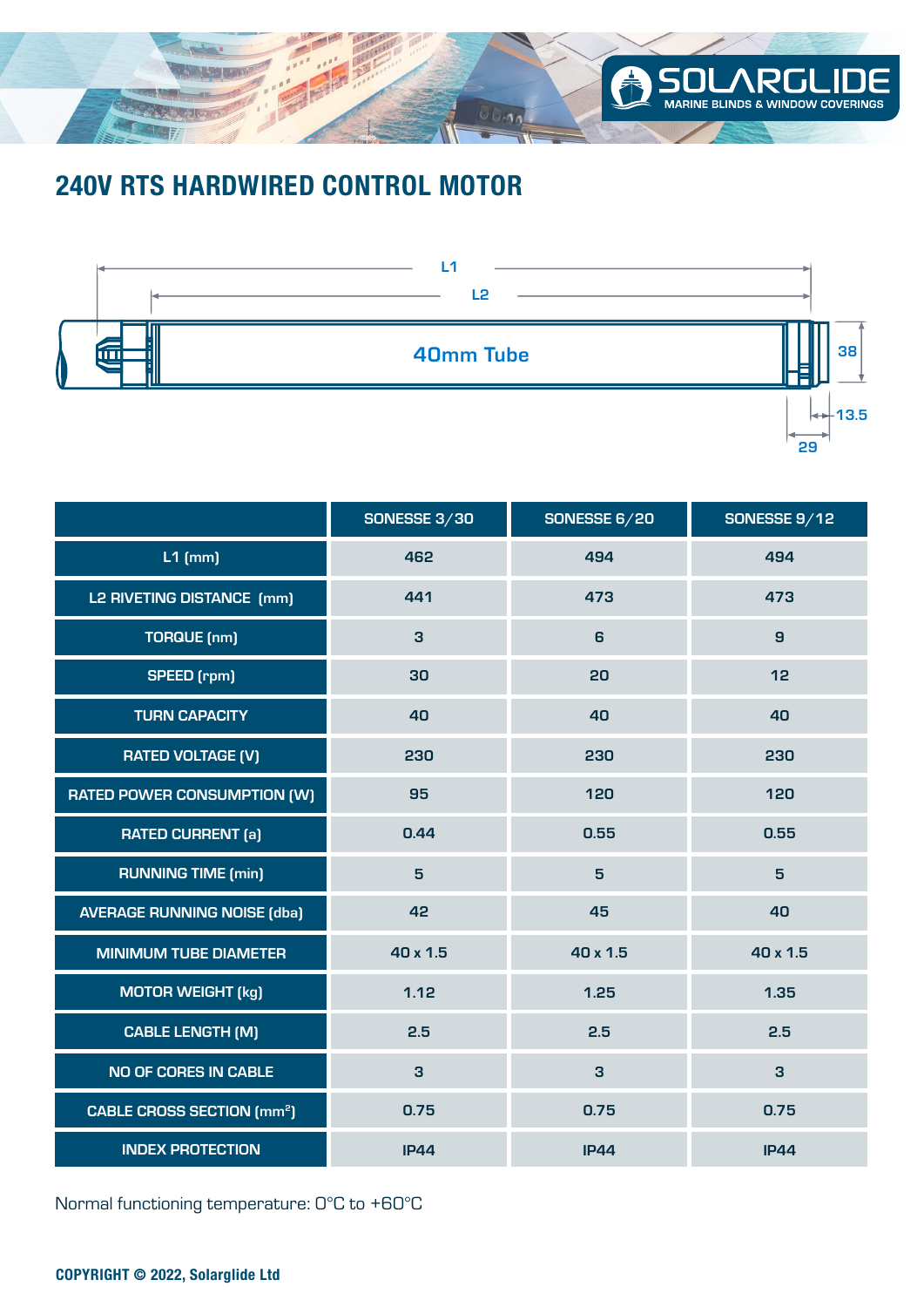## 240V RTS HARDWIRED CONTROL MOTOR

L1

L2

40mm Tube

38

13.5

29

| | SONESSE 3/30 | SONESSE 6/20 | SONESSE 9/12 |
|---|---|---|---|
| L1 (mm) | 462 | 494 | 494 |
| L2 RIVETING DISTANCE (mm) | 441 | 473 | 473 |
| TORQUE (nm) | 3 | 6 | 9 |
| SPEED (rpm) | 30 | 20 | 12 |
| TURN CAPACITY | 40 | 40 | 40 |
| RATED VOLTAGE (V) | 230 | 230 | 230 |
| RATED POWER CONSUMPTION (W) | 95 | 120 | 120 |
| RATED CURRENT (a) | 0.44 | 0.55 | 0.55 |
| RUNNING TIME (min) | 5 | 5 | 5 |
| AVERAGE RUNNING NOISE (dba) | 42 | 45 | 40 |
| MINIMUM TUBE DIAMETER | 40 x 1.5 | 40 x 1.5 | 40 x 1.5 |
| MOTOR WEIGHT (kg) | 1.12 | 1.25 | 1.35 |
| CABLE LENGTH (M) | 2.5 | 2.5 | 2.5 |
| NO OF CORES IN CABLE | 3 | 3 | 3 |
| CABLE CROSS SECTION ($mm^2$) | 0.75 | 0.75 | 0.75 |
| INDEX PROTECTION | IP44 | IP44 | IP44 |

Normal functioning temperature: 0°C to +60°C

**COPYRIGHT © 2022, Solarglide Ltd**